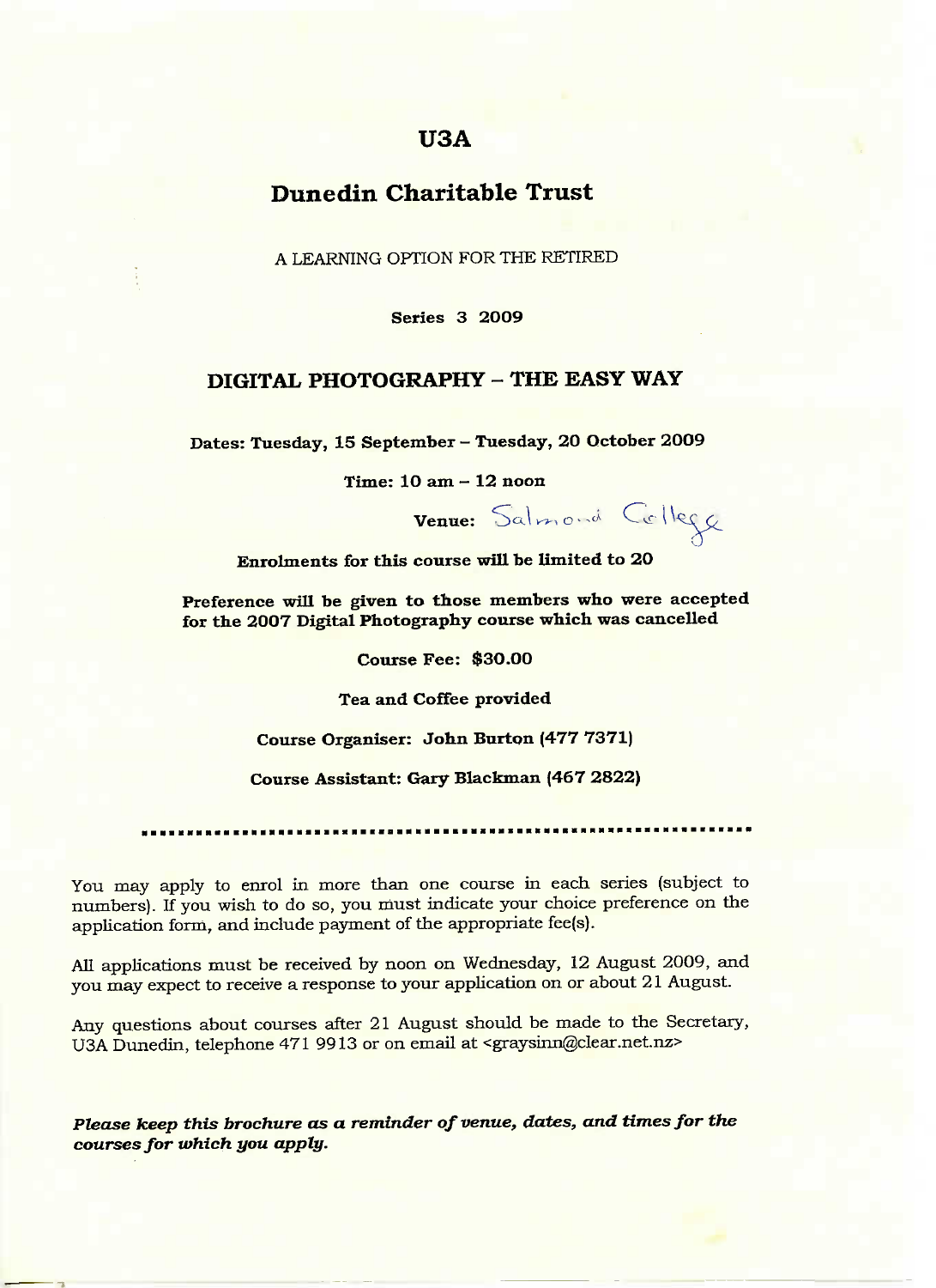# U3A

## Dunedin Charitable Trust

A LEARNING OPTION FOR THE RETIRED

**Series 3 2009**

## DIGITAL PHOTOGRAPHY – THE EASY WAY

**Dates: Tuesday, 15 September – Tuesday, 20 October 2009**

**Time: 10 am – 12 noon**

**Venue:** Salmond College

**Enrolments for this course will be limited to 20**

**Preference will be given to those members who were accepted for the 2007 Digital Photography course which was cancelled**

**Course Fee: $30.00**

**Tea and Coffee provided**

**Course Organiser: John Burton (477 7371)**

**Course Assistant: Gary Blackman (467 2822)**

---

You may apply to enrol in more than one course in each series (subject to numbers). If you wish to do so, you must indicate your choice preference on the application form, and include payment of the appropriate fee(s).

All applications must be received by noon on Wednesday, 12 August 2009, and you may expect to receive a response to your application on or about 21 August.

Any questions about courses after 21 August should be made to the Secretary, U3A Dunedin, telephone 471 9913 or on email at <graysinn@clear.net.nz>

***Please keep this brochure as a reminder of venue, dates, and times for the courses for which you apply.***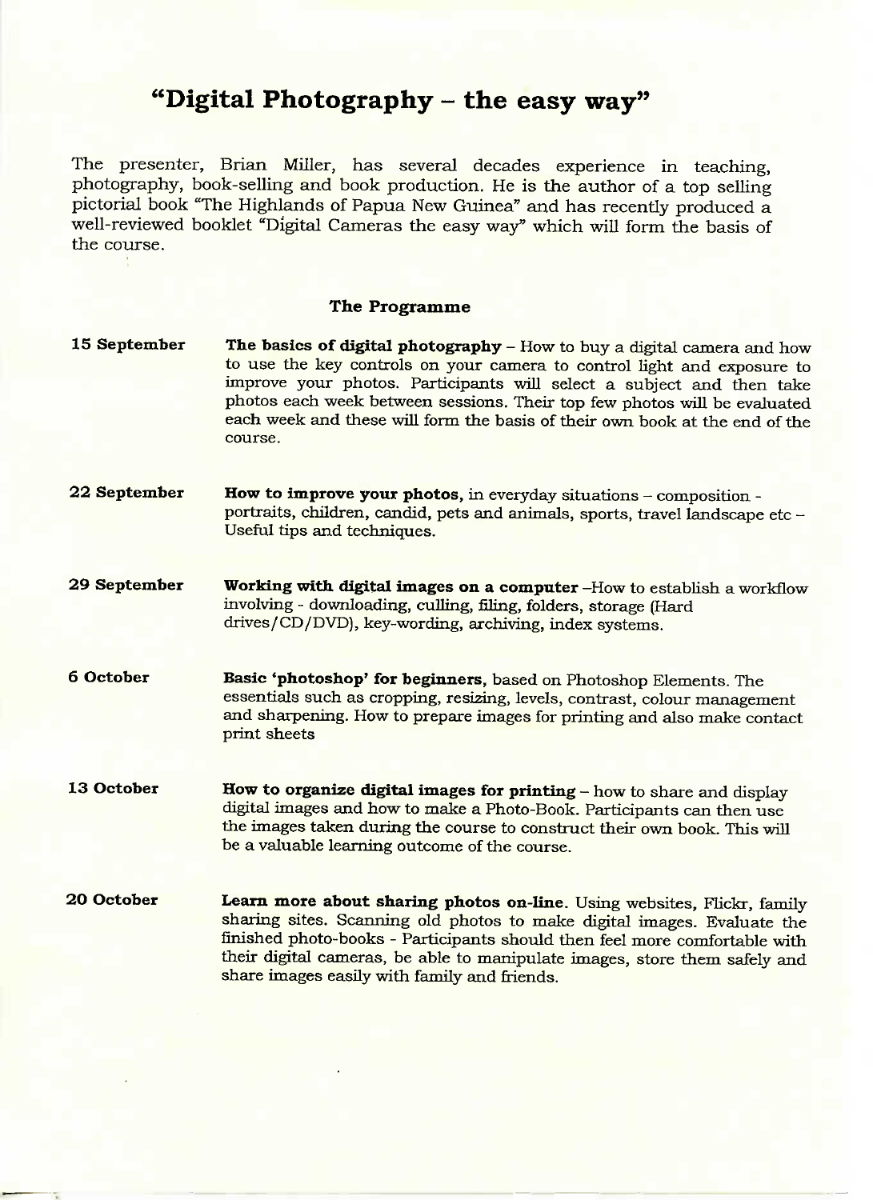# "Digital Photography – the easy way"

The presenter, Brian Miller, has several decades experience in teaching, photography, book-selling and book production. He is the author of a top selling pictorial book "The Highlands of Papua New Guinea" and has recently produced a well-reviewed booklet "Digital Cameras the easy way" which will form the basis of the course.

## The Programme

| | |
|---|---|
| **15 September** | **The basics of digital photography** – How to buy a digital camera and how to use the key controls on your camera to control light and exposure to improve your photos. Participants will select a subject and then take photos each week between sessions. Their top few photos will be evaluated each week and these will form the basis of their own book at the end of the course. |
| **22 September** | **How to improve your photos,** in everyday situations – composition - portraits, children, candid, pets and animals, sports, travel landscape etc – Useful tips and techniques. |
| **29 September** | **Working with digital images on a computer** –How to establish a workflow involving - downloading, culling, filing, folders, storage (Hard drives/CD/DVD), key-wording, archiving, index systems. |
| **6 October** | **Basic 'photoshop' for beginners,** based on Photoshop Elements. The essentials such as cropping, resizing, levels, contrast, colour management and sharpening. How to prepare images for printing and also make contact print sheets |
| **13 October** | **How to organize digital images for printing** – how to share and display digital images and how to make a Photo-Book. Participants can then use the images taken during the course to construct their own book. This will be a valuable learning outcome of the course. |
| **20 October** | **Learn more about sharing photos on-line.** Using websites, Flickr, family sharing sites. Scanning old photos to make digital images. Evaluate the finished photo-books - Participants should then feel more comfortable with their digital cameras, be able to manipulate images, store them safely and share images easily with family and friends. |